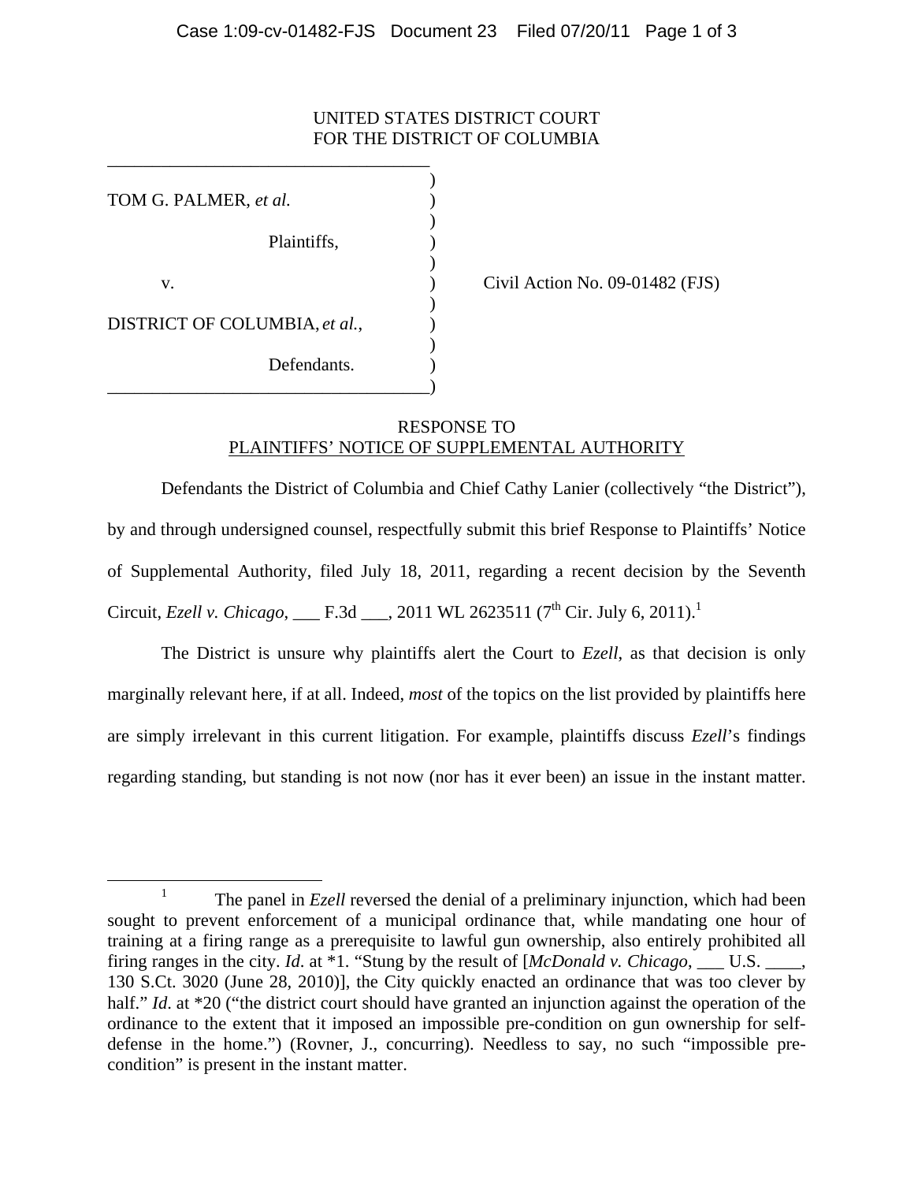UNITED STATES DISTRICT COURT
FOR THE DISTRICT OF COLUMBIA

| | |
|---|---|
| TOM G. PALMER, *et al.* | |
| Plaintiffs, | |
| v. | Civil Action No. 09-01482 (FJS) |
| DISTRICT OF COLUMBIA, *et al.*, | |
| Defendants. | |

RESPONSE TO
PLAINTIFFS' NOTICE OF SUPPLEMENTAL AUTHORITY

Defendants the District of Columbia and Chief Cathy Lanier (collectively "the District"), by and through undersigned counsel, respectfully submit this brief Response to Plaintiffs' Notice of Supplemental Authority, filed July 18, 2011, regarding a recent decision by the Seventh Circuit, *Ezell v. Chicago*, ___ F.3d ___, 2011 WL 2623511 (7th Cir. July 6, 2011).[1]

The District is unsure why plaintiffs alert the Court to *Ezell*, as that decision is only marginally relevant here, if at all. Indeed, *most* of the topics on the list provided by plaintiffs here are simply irrelevant in this current litigation. For example, plaintiffs discuss *Ezell*'s findings regarding standing, but standing is not now (nor has it ever been) an issue in the instant matter.

[1] The panel in *Ezell* reversed the denial of a preliminary injunction, which had been sought to prevent enforcement of a municipal ordinance that, while mandating one hour of training at a firing range as a prerequisite to lawful gun ownership, also entirely prohibited all firing ranges in the city. *Id*. at *1. "Stung by the result of [*McDonald v. Chicago*, ___ U.S. ____, 130 S.Ct. 3020 (June 28, 2010)], the City quickly enacted an ordinance that was too clever by half." *Id*. at *20 ("the district court should have granted an injunction against the operation of the ordinance to the extent that it imposed an impossible pre-condition on gun ownership for self-defense in the home.") (Rovner, J., concurring). Needless to say, no such "impossible pre-condition" is present in the instant matter.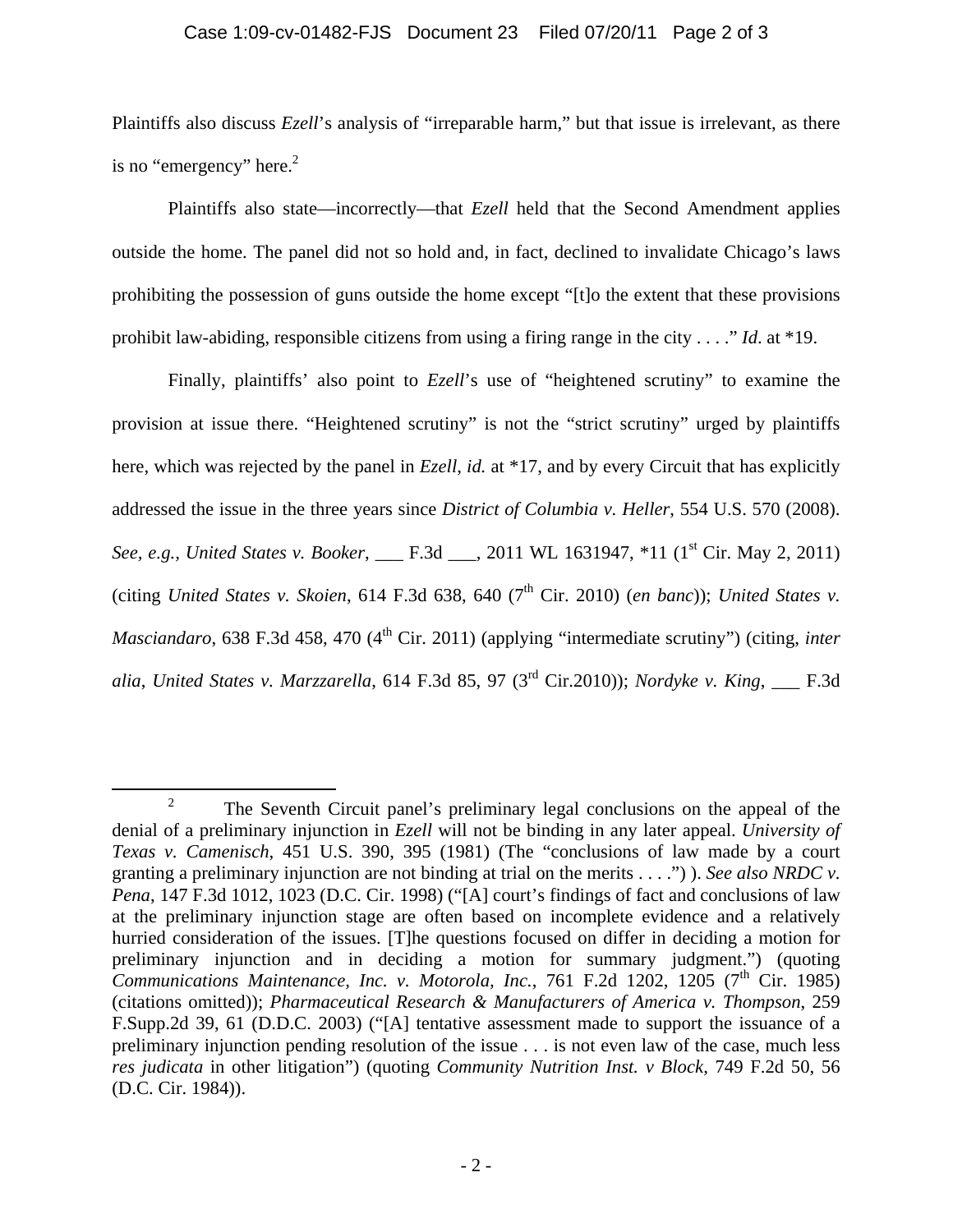Plaintiffs also discuss *Ezell*'s analysis of "irreparable harm," but that issue is irrelevant, as there is no "emergency" here.[2]

Plaintiffs also state—incorrectly—that *Ezell* held that the Second Amendment applies outside the home. The panel did not so hold and, in fact, declined to invalidate Chicago's laws prohibiting the possession of guns outside the home except "[t]o the extent that these provisions prohibit law-abiding, responsible citizens from using a firing range in the city . . . ." *Id.* at *19.

Finally, plaintiffs' also point to *Ezell*'s use of "heightened scrutiny" to examine the provision at issue there. "Heightened scrutiny" is not the "strict scrutiny" urged by plaintiffs here, which was rejected by the panel in *Ezell*, *id.* at *17, and by every Circuit that has explicitly addressed the issue in the three years since *District of Columbia v. Heller*, 554 U.S. 570 (2008). *See, e.g., United States v. Booker*, ___ F.3d ___, 2011 WL 1631947, *11 (1st Cir. May 2, 2011) (citing *United States v. Skoien*, 614 F.3d 638, 640 (7th Cir. 2010) (*en banc*)); *United States v. Masciandaro,* 638 F.3d 458, 470 (4th Cir. 2011) (applying "intermediate scrutiny") (citing, *inter alia*, *United States v. Marzzarella*, 614 F.3d 85, 97 (3rd Cir.2010)); *Nordyke v. King*, ___ F.3d

[2] The Seventh Circuit panel's preliminary legal conclusions on the appeal of the denial of a preliminary injunction in *Ezell* will not be binding in any later appeal. *University of Texas v. Camenisch*, 451 U.S. 390, 395 (1981) (The "conclusions of law made by a court granting a preliminary injunction are not binding at trial on the merits . . . .") ). *See also NRDC v. Pena*, 147 F.3d 1012, 1023 (D.C. Cir. 1998) ("[A] court's findings of fact and conclusions of law at the preliminary injunction stage are often based on incomplete evidence and a relatively hurried consideration of the issues. [T]he questions focused on differ in deciding a motion for preliminary injunction and in deciding a motion for summary judgment.") (quoting *Communications Maintenance, Inc. v. Motorola, Inc.*, 761 F.2d 1202, 1205 (7th Cir. 1985) (citations omitted)); *Pharmaceutical Research & Manufacturers of America v. Thompson*, 259 F.Supp.2d 39, 61 (D.D.C. 2003) ("[A] tentative assessment made to support the issuance of a preliminary injunction pending resolution of the issue . . . is not even law of the case, much less *res judicata* in other litigation") (quoting *Community Nutrition Inst. v Block*, 749 F.2d 50, 56 (D.C. Cir. 1984)).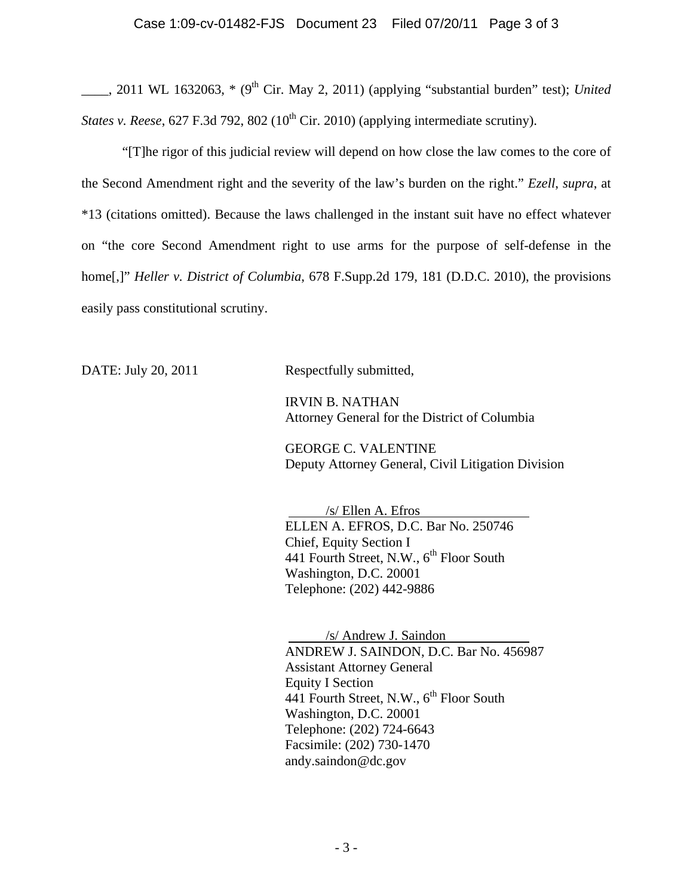____, 2011 WL 1632063, * (9th Cir. May 2, 2011) (applying "substantial burden" test); *United States v. Reese*, 627 F.3d 792, 802 (10th Cir. 2010) (applying intermediate scrutiny).

"[T]he rigor of this judicial review will depend on how close the law comes to the core of the Second Amendment right and the severity of the law's burden on the right." *Ezell*, *supra*, at *13 (citations omitted). Because the laws challenged in the instant suit have no effect whatever on "the core Second Amendment right to use arms for the purpose of self-defense in the home[,]" *Heller v. District of Columbia*, 678 F.Supp.2d 179, 181 (D.D.C. 2010), the provisions easily pass constitutional scrutiny.

DATE: July 20, 2011

Respectfully submitted,

IRVIN B. NATHAN
Attorney General for the District of Columbia

GEORGE C. VALENTINE
Deputy Attorney General, Civil Litigation Division

/s/ Ellen A. Efros
ELLEN A. EFROS, D.C. Bar No. 250746
Chief, Equity Section I
441 Fourth Street, N.W., 6th Floor South
Washington, D.C. 20001
Telephone: (202) 442-9886

/s/ Andrew J. Saindon
ANDREW J. SAINDON, D.C. Bar No. 456987
Assistant Attorney General
Equity I Section
441 Fourth Street, N.W., 6th Floor South
Washington, D.C. 20001
Telephone: (202) 724-6643
Facsimile: (202) 730-1470
andy.saindon@dc.gov